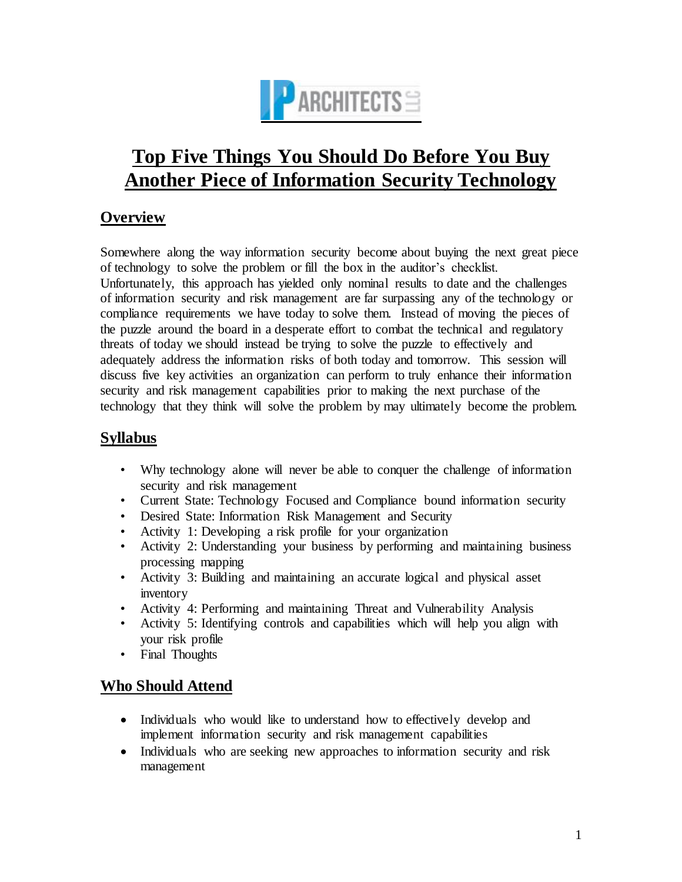# Top Five Things You Should Do Before You Buy Another Piece of Information Security Technology

## Overview

Somewhere along the way information security become about buying the next great piece of technology to solve the problem or fill the box in the auditor's checklist. Unfortunately, this approach has yielded only nominal results to date and the challenges of information security and risk management are far surpassing any of the technology or compliance requirements we have today to solve them. Instead of moving the pieces of the puzzle around the board in a desperate effort to combat the technical and regulatory threats of today we should instead be trying to solve the puzzle to effectively and adequately address the information risks of both today and tomorrow. This session will discuss five key activities an organization can perform to truly enhance their information security and risk management capabilities prior to making the next purchase of the technology that they think will solve the problem by may ultimately become the problem.

## Syllabus

- Why technology alone will never be able to conquer the challenge of information security and risk management
- Current State: Technology Focused and Compliance bound information security
- Desired State: Information Risk Management and Security
- Activity 1: Developing a risk profile for your organization
- Activity 2: Understanding your business by performing and maintaining business processing mapping
- Activity 3: Building and maintaining an accurate logical and physical asset inventory
- Activity 4: Performing and maintaining Threat and Vulnerability Analysis
- Activity 5: Identifying controls and capabilities which will help you align with your risk profile
- Final Thoughts

## Who Should Attend

- Individuals who would like to understand how to effectively develop and implement information security and risk management capabilities
- Individuals who are seeking new approaches to information security and risk management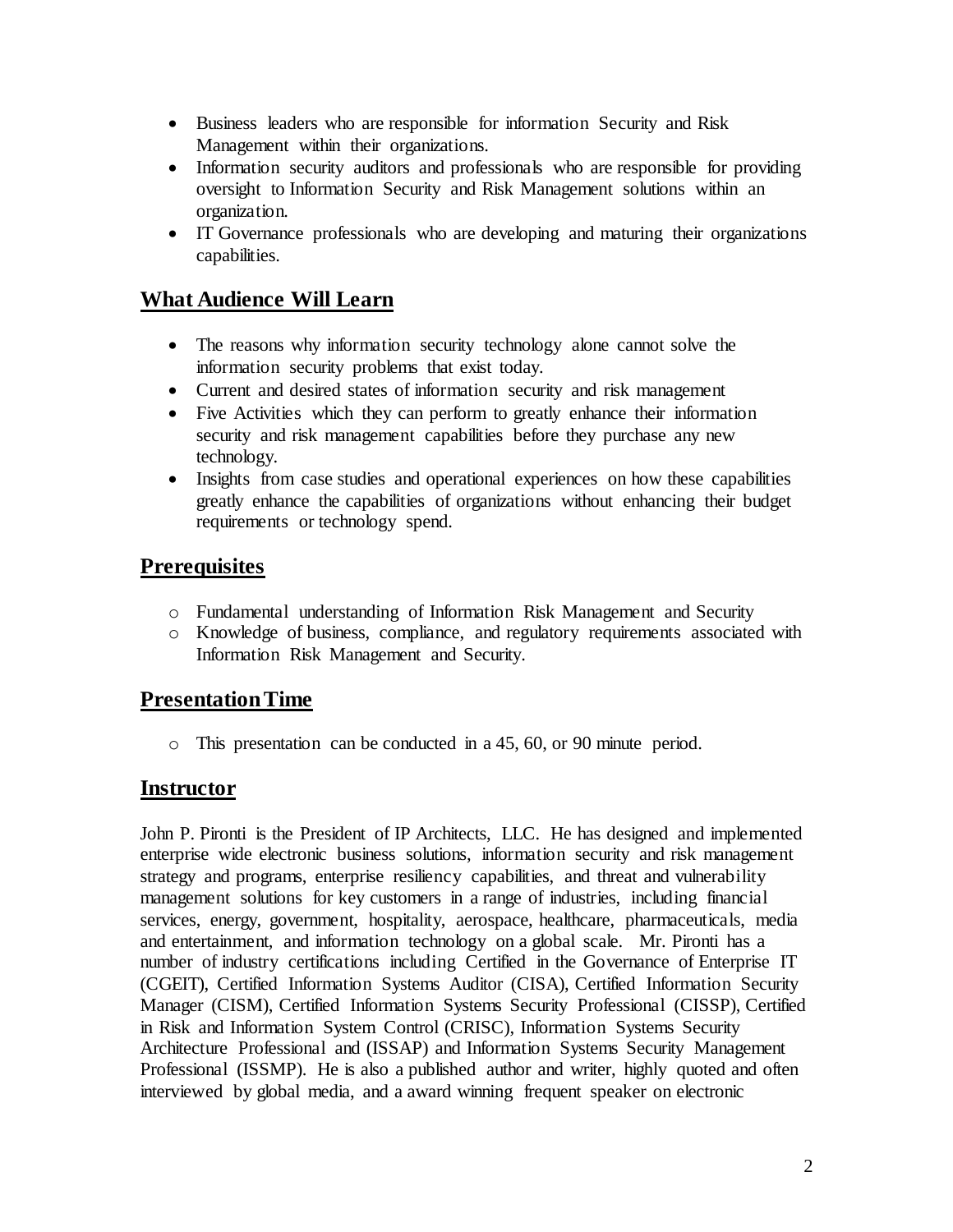- Business leaders who are responsible for information Security and Risk Management within their organizations.
- Information security auditors and professionals who are responsible for providing oversight to Information Security and Risk Management solutions within an organization.
- IT Governance professionals who are developing and maturing their organizations capabilities.

## What Audience Will Learn

- The reasons why information security technology alone cannot solve the information security problems that exist today.
- Current and desired states of information security and risk management
- Five Activities which they can perform to greatly enhance their information security and risk management capabilities before they purchase any new technology.
- Insights from case studies and operational experiences on how these capabilities greatly enhance the capabilities of organizations without enhancing their budget requirements or technology spend.

## Prerequisites

- Fundamental understanding of Information Risk Management and Security
- Knowledge of business, compliance, and regulatory requirements associated with Information Risk Management and Security.

## Presentation Time

- This presentation can be conducted in a 45, 60, or 90 minute period.

## Instructor

John P. Pironti is the President of IP Architects, LLC. He has designed and implemented enterprise wide electronic business solutions, information security and risk management strategy and programs, enterprise resiliency capabilities, and threat and vulnerability management solutions for key customers in a range of industries, including financial services, energy, government, hospitality, aerospace, healthcare, pharmaceuticals, media and entertainment, and information technology on a global scale. Mr. Pironti has a number of industry certifications including Certified in the Governance of Enterprise IT (CGEIT), Certified Information Systems Auditor (CISA), Certified Information Security Manager (CISM), Certified Information Systems Security Professional (CISSP), Certified in Risk and Information System Control (CRISC), Information Systems Security Architecture Professional and (ISSAP) and Information Systems Security Management Professional (ISSMP). He is also a published author and writer, highly quoted and often interviewed by global media, and a award winning frequent speaker on electronic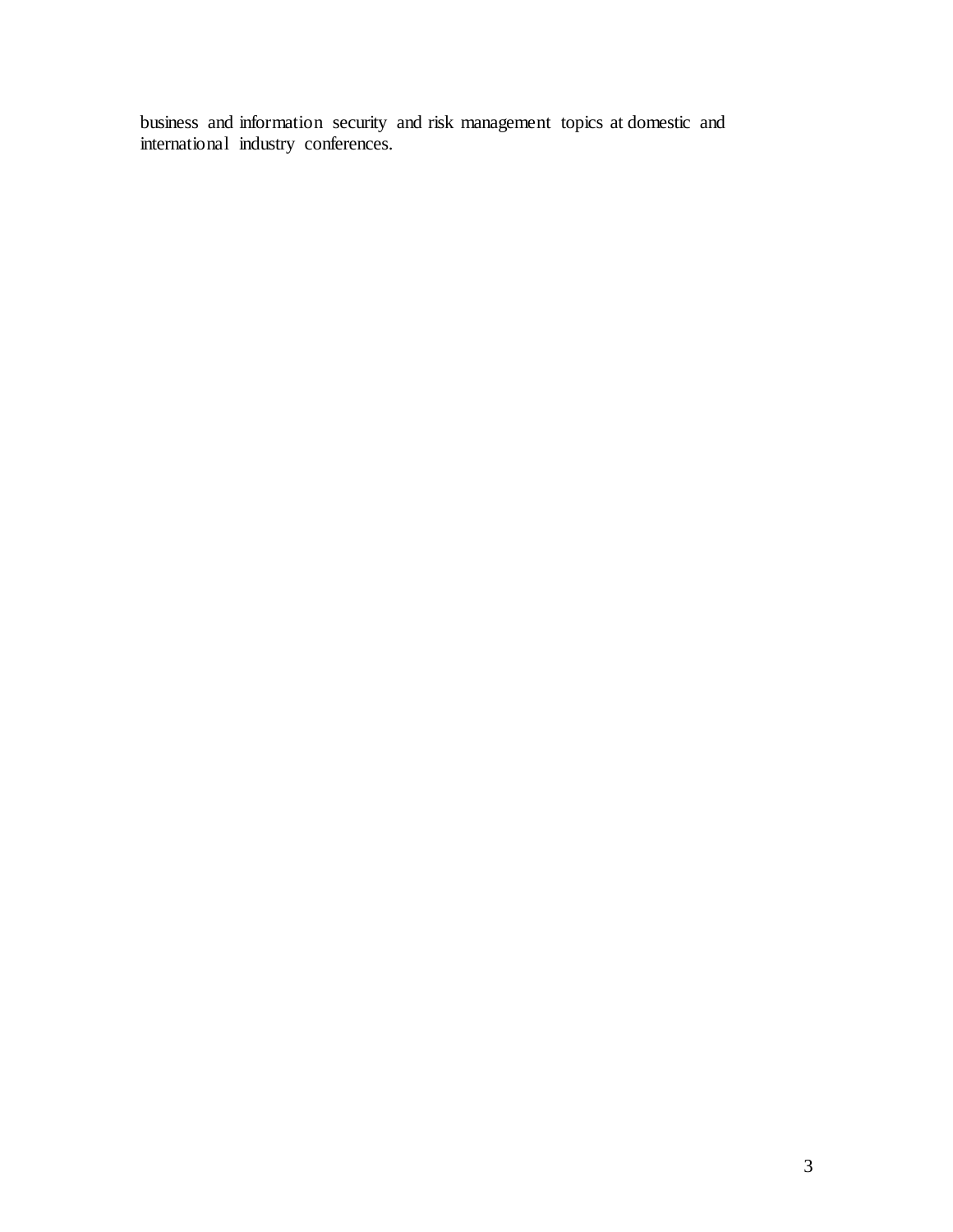business and information security and risk management topics at domestic and international industry conferences.